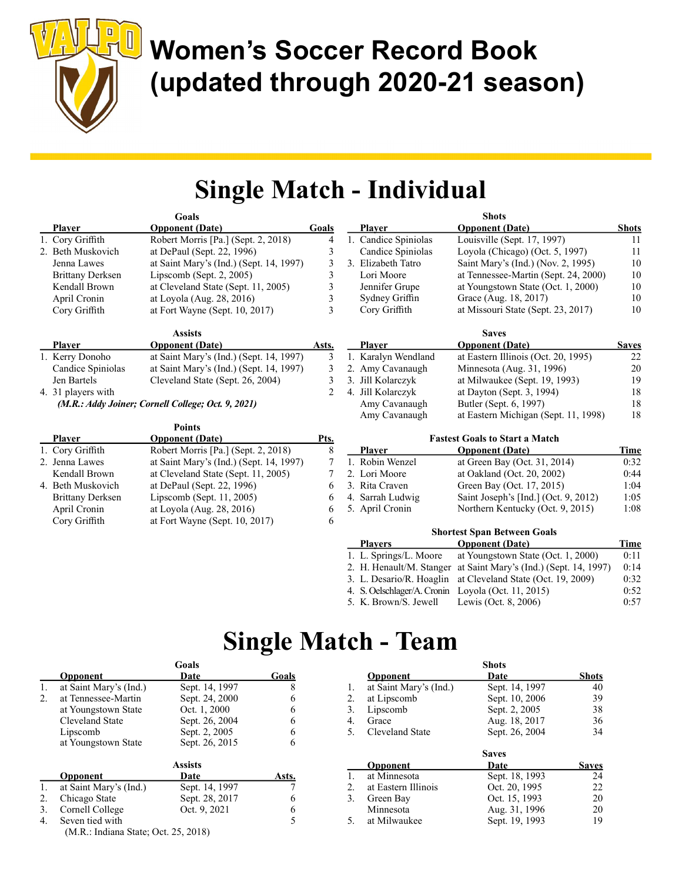# Women's Soccer Record Book (updated through 2020-21 season)

## Single Match - Individual

### Goals

| | Player | Opponent (Date) | Goals |
|---|---|---|---|
| 1. | Cory Griffith | Robert Morris [Pa.] (Sept. 2, 2018) | 4 |
| 2. | Beth Muskovich | at DePaul (Sept. 22, 1996) | 3 |
| | Jenna Lawes | at Saint Mary's (Ind.) (Sept. 14, 1997) | 3 |
| | Brittany Derksen | Lipscomb (Sept. 2, 2005) | 3 |
| | Kendall Brown | at Cleveland State (Sept. 11, 2005) | 3 |
| | April Cronin | at Loyola (Aug. 28, 2016) | 3 |
| | Cory Griffith | at Fort Wayne (Sept. 10, 2017) | 3 |

### Assists

| | Player | Opponent (Date) | Asts. |
|---|---|---|---|
| 1. | Kerry Donoho | at Saint Mary's (Ind.) (Sept. 14, 1997) | 3 |
| | Candice Spiniolas | at Saint Mary's (Ind.) (Sept. 14, 1997) | 3 |
| | Jen Bartels | Cleveland State (Sept. 26, 2004) | 3 |
| 4. | 31 players with | | 2 |

*(M.R.: Addy Joiner; Cornell College; Oct. 9, 2021)*

### Points

| | Player | Opponent (Date) | Pts. |
|---|---|---|---|
| 1. | Cory Griffith | Robert Morris [Pa.] (Sept. 2, 2018) | 8 |
| 2. | Jenna Lawes | at Saint Mary's (Ind.) (Sept. 14, 1997) | 7 |
| | Kendall Brown | at Cleveland State (Sept. 11, 2005) | 7 |
| 4. | Beth Muskovich | at DePaul (Sept. 22, 1996) | 6 |
| | Brittany Derksen | Lipscomb (Sept. 11, 2005) | 6 |
| | April Cronin | at Loyola (Aug. 28, 2016) | 6 |
| | Cory Griffith | at Fort Wayne (Sept. 10, 2017) | 6 |

### Shots

| | Player | Opponent (Date) | Shots |
|---|---|---|---|
| 1. | Candice Spiniolas | Louisville (Sept. 17, 1997) | 11 |
| | Candice Spiniolas | Loyola (Chicago) (Oct. 5, 1997) | 11 |
| 3. | Elizabeth Tatro | Saint Mary's (Ind.) (Nov. 2, 1995) | 10 |
| | Lori Moore | at Tennessee-Martin (Sept. 24, 2000) | 10 |
| | Jennifer Grupe | at Youngstown State (Oct. 1, 2000) | 10 |
| | Sydney Griffin | Grace (Aug. 18, 2017) | 10 |
| | Cory Griffith | at Missouri State (Sept. 23, 2017) | 10 |

### Saves

| | Player | Opponent (Date) | Saves |
|---|---|---|---|
| 1. | Karalyn Wendland | at Eastern Illinois (Oct. 20, 1995) | 22 |
| 2. | Amy Cavanaugh | Minnesota (Aug. 31, 1996) | 20 |
| 3. | Jill Kolarczyk | at Milwaukee (Sept. 19, 1993) | 19 |
| 4. | Jill Kolarczyk | at Dayton (Sept. 3, 1994) | 18 |
| | Amy Cavanaugh | Butler (Sept. 6, 1997) | 18 |
| | Amy Cavanaugh | at Eastern Michigan (Sept. 11, 1998) | 18 |

### Fastest Goals to Start a Match

| | Player | Opponent (Date) | Time |
|---|---|---|---|
| 1. | Robin Wenzel | at Green Bay (Oct. 31, 2014) | 0:32 |
| 2. | Lori Moore | at Oakland (Oct. 20, 2002) | 0:44 |
| 3. | Rita Craven | Green Bay (Oct. 17, 2015) | 1:04 |
| 4. | Sarrah Ludwig | Saint Joseph's [Ind.] (Oct. 9, 2012) | 1:05 |
| 5. | April Cronin | Northern Kentucky (Oct. 9, 2015) | 1:08 |

### Shortest Span Between Goals

| | Players | Opponent (Date) | Time |
|---|---|---|---|
| 1. | L. Springs/L. Moore | at Youngstown State (Oct. 1, 2000) | 0:11 |
| 2. | H. Henault/M. Stanger | at Saint Mary's (Ind.) (Sept. 14, 1997) | 0:14 |
| 3. | L. Desario/R. Hoaglin | at Cleveland State (Oct. 19, 2009) | 0:32 |
| 4. | S. Oelschlager/A. Cronin | Loyola (Oct. 11, 2015) | 0:52 |
| 5. | K. Brown/S. Jewell | Lewis (Oct. 8, 2006) | 0:57 |

## Single Match - Team

### Goals

| | Opponent | Date | Goals |
|---|---|---|---|
| 1. | at Saint Mary's (Ind.) | Sept. 14, 1997 | 8 |
| 2. | at Tennessee-Martin | Sept. 24, 2000 | 6 |
| | at Youngstown State | Oct. 1, 2000 | 6 |
| | Cleveland State | Sept. 26, 2004 | 6 |
| | Lipscomb | Sept. 2, 2005 | 6 |
| | at Youngstown State | Sept. 26, 2015 | 6 |

### Assists

| | Opponent | Date | Asts. |
|---|---|---|---|
| 1. | at Saint Mary's (Ind.) | Sept. 14, 1997 | 7 |
| 2. | Chicago State | Sept. 28, 2017 | 6 |
| 3. | Cornell College | Oct. 9, 2021 | 6 |
| 4. | Seven tied with | | 5 |

(M.R.: Indiana State; Oct. 25, 2018)

### Shots

| | Opponent | Date | Shots |
|---|---|---|---|
| 1. | at Saint Mary's (Ind.) | Sept. 14, 1997 | 40 |
| 2. | at Lipscomb | Sept. 10, 2006 | 39 |
| 3. | Lipscomb | Sept. 2, 2005 | 38 |
| 4. | Grace | Aug. 18, 2017 | 36 |
| 5. | Cleveland State | Sept. 26, 2004 | 34 |

### Saves

| | Opponent | Date | Saves |
|---|---|---|---|
| 1. | at Minnesota | Sept. 18, 1993 | 24 |
| 2. | at Eastern Illinois | Oct. 20, 1995 | 22 |
| 3. | Green Bay | Oct. 15, 1993 | 20 |
| | Minnesota | Aug. 31, 1996 | 20 |
| 5. | at Milwaukee | Sept. 19, 1993 | 19 |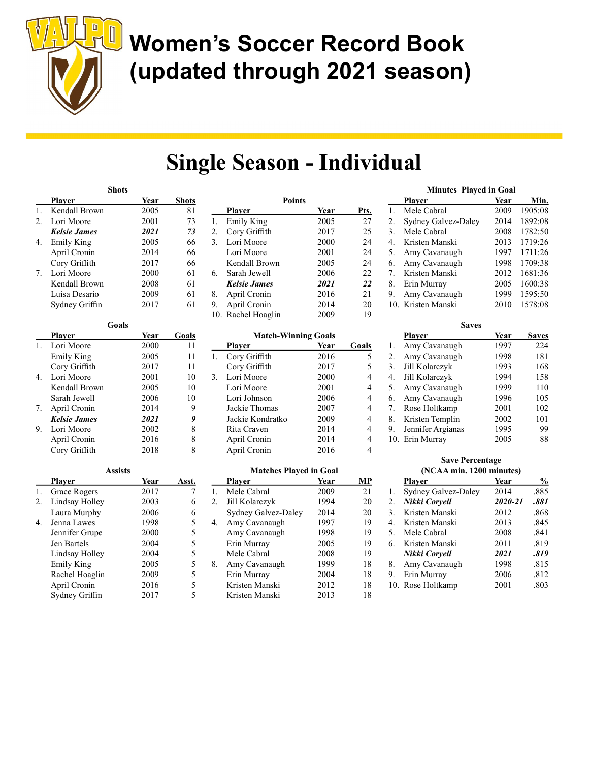# Women's Soccer Record Book (updated through 2021 season)

## Single Season - Individual

### Shots

| | Player | Year | Shots |
|---|---|---|---|
| 1. | Kendall Brown | 2005 | 81 |
| 2. | Lori Moore | 2001 | 73 |
| | ***Kelsie James*** | ***2021*** | ***73*** |
| 4. | Emily King | 2005 | 66 |
| | April Cronin | 2014 | 66 |
| | Cory Griffith | 2017 | 66 |
| 7. | Lori Moore | 2000 | 61 |
| | Kendall Brown | 2008 | 61 |
| | Luisa Desario | 2009 | 61 |
| | Sydney Griffin | 2017 | 61 |

### Goals

| | Player | Year | Goals |
|---|---|---|---|
| 1. | Lori Moore | 2000 | 11 |
| | Emily King | 2005 | 11 |
| | Cory Griffith | 2017 | 11 |
| 4. | Lori Moore | 2001 | 10 |
| | Kendall Brown | 2005 | 10 |
| | Sarah Jewell | 2006 | 10 |
| 7. | April Cronin | 2014 | 9 |
| | ***Kelsie James*** | ***2021*** | ***9*** |
| 9. | Lori Moore | 2002 | 8 |
| | April Cronin | 2016 | 8 |
| | Cory Griffith | 2018 | 8 |

### Assists

| | Player | Year | Asst. |
|---|---|---|---|
| 1. | Grace Rogers | 2017 | 7 |
| 2. | Lindsay Holley | 2003 | 6 |
| | Laura Murphy | 2006 | 6 |
| 4. | Jenna Lawes | 1998 | 5 |
| | Jennifer Grupe | 2000 | 5 |
| | Jen Bartels | 2004 | 5 |
| | Lindsay Holley | 2004 | 5 |
| | Emily King | 2005 | 5 |
| | Rachel Hoaglin | 2009 | 5 |
| | April Cronin | 2016 | 5 |
| | Sydney Griffin | 2017 | 5 |

### Points

| | Player | Year | Pts. |
|---|---|---|---|
| 1. | Emily King | 2005 | 27 |
| 2. | Cory Griffith | 2017 | 25 |
| 3. | Lori Moore | 2000 | 24 |
| | Lori Moore | 2001 | 24 |
| | Kendall Brown | 2005 | 24 |
| 6. | Sarah Jewell | 2006 | 22 |
| | ***Kelsie James*** | ***2021*** | ***22*** |
| 8. | April Cronin | 2016 | 21 |
| 9. | April Cronin | 2014 | 20 |
| 10. | Rachel Hoaglin | 2009 | 19 |

### Match-Winning Goals

| | Player | Year | Goals |
|---|---|---|---|
| 1. | Cory Griffith | 2016 | 5 |
| | Cory Griffith | 2017 | 5 |
| 3. | Lori Moore | 2000 | 4 |
| | Lori Moore | 2001 | 4 |
| | Lori Johnson | 2006 | 4 |
| | Jackie Thomas | 2007 | 4 |
| | Jackie Kondratko | 2009 | 4 |
| | Rita Craven | 2014 | 4 |
| | April Cronin | 2014 | 4 |
| | April Cronin | 2016 | 4 |

### Matches Played in Goal

| | Player | Year | MP |
|---|---|---|---|
| 1. | Mele Cabral | 2009 | 21 |
| 2. | Jill Kolarczyk | 1994 | 20 |
| | Sydney Galvez-Daley | 2014 | 20 |
| 4. | Amy Cavanaugh | 1997 | 19 |
| | Amy Cavanaugh | 1998 | 19 |
| | Erin Murray | 2005 | 19 |
| | Mele Cabral | 2008 | 19 |
| 8. | Amy Cavanaugh | 1999 | 18 |
| | Erin Murray | 2004 | 18 |
| | Kristen Manski | 2012 | 18 |
| | Kristen Manski | 2013 | 18 |

### Minutes Played in Goal

| | Player | Year | Min. |
|---|---|---|---|
| 1. | Mele Cabral | 2009 | 1905:08 |
| 2. | Sydney Galvez-Daley | 2014 | 1892:08 |
| 3. | Mele Cabral | 2008 | 1782:50 |
| 4. | Kristen Manski | 2013 | 1719:26 |
| 5. | Amy Cavanaugh | 1997 | 1711:26 |
| 6. | Amy Cavanaugh | 1998 | 1709:38 |
| 7. | Kristen Manski | 2012 | 1681:36 |
| 8. | Erin Murray | 2005 | 1600:38 |
| 9. | Amy Cavanaugh | 1999 | 1595:50 |
| 10. | Kristen Manski | 2010 | 1578:08 |

### Saves

| | Player | Year | Saves |
|---|---|---|---|
| 1. | Amy Cavanaugh | 1997 | 224 |
| 2. | Amy Cavanaugh | 1998 | 181 |
| 3. | Jill Kolarczyk | 1993 | 168 |
| 4. | Jill Kolarczyk | 1994 | 158 |
| 5. | Amy Cavanaugh | 1999 | 110 |
| 6. | Amy Cavanaugh | 1996 | 105 |
| 7. | Rose Holtkamp | 2001 | 102 |
| 8. | Kristen Templin | 2002 | 101 |
| 9. | Jennifer Argianas | 1995 | 99 |
| 10. | Erin Murray | 2005 | 88 |

### Save Percentage (NCAA min. 1200 minutes)

| | Player | Year | % |
|---|---|---|---|
| 1. | Sydney Galvez-Daley | 2014 | .885 |
| 2. | ***Nikki Coryell*** | ***2020-21*** | ***.881*** |
| 3. | Kristen Manski | 2012 | .868 |
| 4. | Kristen Manski | 2013 | .845 |
| 5. | Mele Cabral | 2008 | .841 |
| 6. | Kristen Manski | 2011 | .819 |
| | ***Nikki Coryell*** | ***2021*** | ***.819*** |
| 8. | Amy Cavanaugh | 1998 | .815 |
| 9. | Erin Murray | 2006 | .812 |
| 10. | Rose Holtkamp | 2001 | .803 |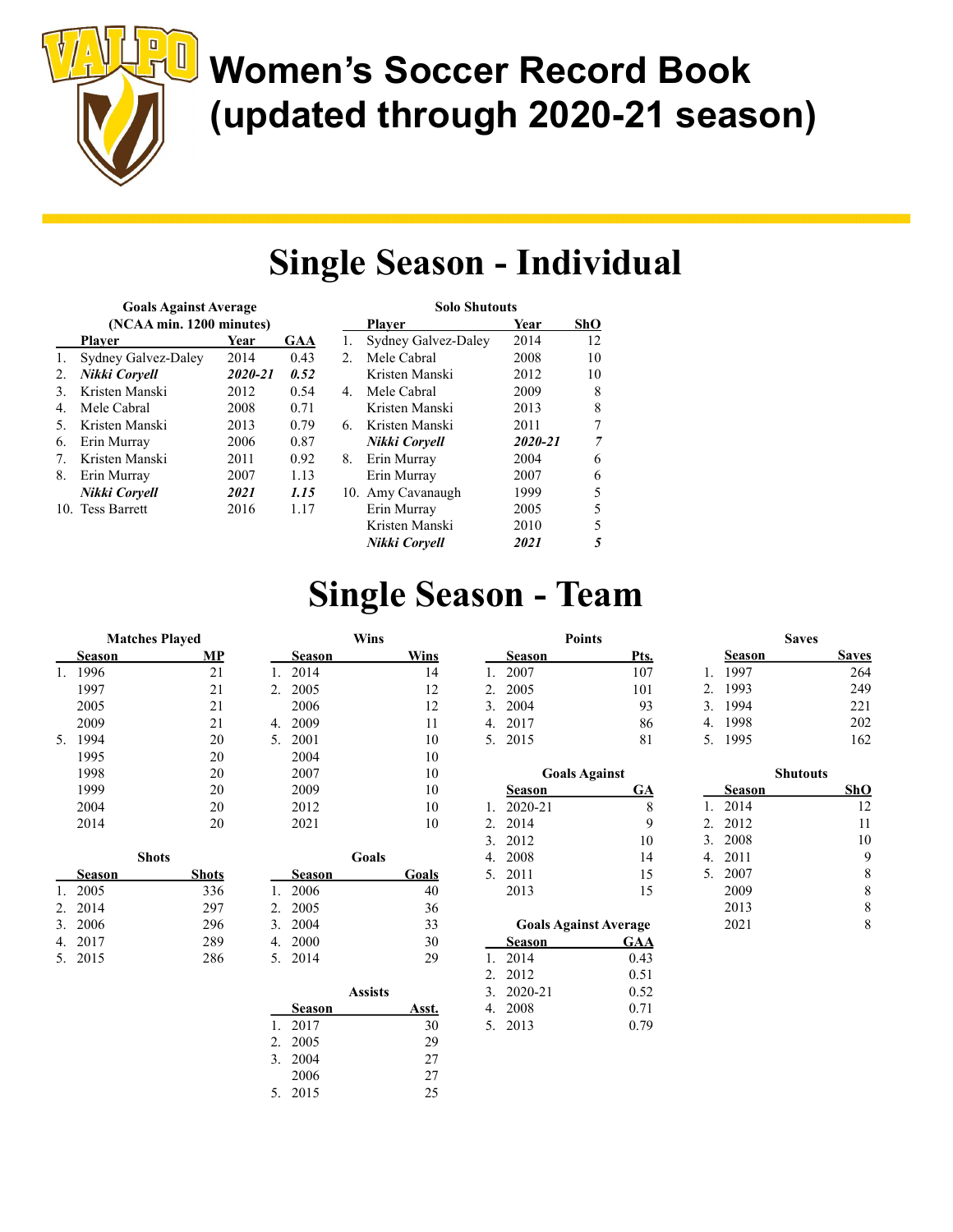# Women's Soccer Record Book (updated through 2020-21 season)

## Single Season - Individual

### Goals Against Average (NCAA min. 1200 minutes)

| | Player | Year | GAA |
|---|---|---|---|
| 1. | Sydney Galvez-Daley | 2014 | 0.43 |
| 2. | ***Nikki Coryell*** | ***2020-21*** | ***0.52*** |
| 3. | Kristen Manski | 2012 | 0.54 |
| 4. | Mele Cabral | 2008 | 0.71 |
| 5. | Kristen Manski | 2013 | 0.79 |
| 6. | Erin Murray | 2006 | 0.87 |
| 7. | Kristen Manski | 2011 | 0.92 |
| 8. | Erin Murray | 2007 | 1.13 |
| | ***Nikki Coryell*** | ***2021*** | ***1.15*** |
| 10. | Tess Barrett | 2016 | 1.17 |

### Solo Shutouts

| | Player | Year | ShO |
|---|---|---|---|
| 1. | Sydney Galvez-Daley | 2014 | 12 |
| 2. | Mele Cabral | 2008 | 10 |
| | Kristen Manski | 2012 | 10 |
| 4. | Mele Cabral | 2009 | 8 |
| | Kristen Manski | 2013 | 8 |
| 6. | Kristen Manski | 2011 | 7 |
| | ***Nikki Coryell*** | ***2020-21*** | ***7*** |
| 8. | Erin Murray | 2004 | 6 |
| | Erin Murray | 2007 | 6 |
| 10. | Amy Cavanaugh | 1999 | 5 |
| | Erin Murray | 2005 | 5 |
| | Kristen Manski | 2010 | 5 |
| | ***Nikki Coryell*** | ***2021*** | ***5*** |

## Single Season - Team

### Matches Played

| | Season | MP |
|---|---|---|
| 1. | 1996 | 21 |
| | 1997 | 21 |
| | 2005 | 21 |
| | 2009 | 21 |
| 5. | 1994 | 20 |
| | 1995 | 20 |
| | 1998 | 20 |
| | 1999 | 20 |
| | 2004 | 20 |
| | 2014 | 20 |

### Shots

| | Season | Shots |
|---|---|---|
| 1. | 2005 | 336 |
| 2. | 2014 | 297 |
| 3. | 2006 | 296 |
| 4. | 2017 | 289 |
| 5. | 2015 | 286 |

### Wins

| | Season | Wins |
|---|---|---|
| 1. | 2014 | 14 |
| 2. | 2005 | 12 |
| | 2006 | 12 |
| 4. | 2009 | 11 |
| 5. | 2001 | 10 |
| | 2004 | 10 |
| | 2007 | 10 |
| | 2009 | 10 |
| | 2012 | 10 |
| | 2021 | 10 |

### Goals

| | Season | Goals |
|---|---|---|
| 1. | 2006 | 40 |
| 2. | 2005 | 36 |
| 3. | 2004 | 33 |
| 4. | 2000 | 30 |
| 5. | 2014 | 29 |

### Assists

| | Season | Asst. |
|---|---|---|
| 1. | 2017 | 30 |
| 2. | 2005 | 29 |
| 3. | 2004 | 27 |
| | 2006 | 27 |
| 5. | 2015 | 25 |

### Points

| | Season | Pts. |
|---|---|---|
| 1. | 2007 | 107 |
| 2. | 2005 | 101 |
| 3. | 2004 | 93 |
| 4. | 2017 | 86 |
| 5. | 2015 | 81 |

### Goals Against

| | Season | GA |
|---|---|---|
| 1. | 2020-21 | 8 |
| 2. | 2014 | 9 |
| 3. | 2012 | 10 |
| 4. | 2008 | 14 |
| 5. | 2011 | 15 |
| | 2013 | 15 |

### Goals Against Average

| | Season | GAA |
|---|---|---|
| 1. | 2014 | 0.43 |
| 2. | 2012 | 0.51 |
| 3. | 2020-21 | 0.52 |
| 4. | 2008 | 0.71 |
| 5. | 2013 | 0.79 |

### Saves

| | Season | Saves |
|---|---|---|
| 1. | 1997 | 264 |
| 2. | 1993 | 249 |
| 3. | 1994 | 221 |
| 4. | 1998 | 202 |
| 5. | 1995 | 162 |

### Shutouts

| | Season | ShO |
|---|---|---|
| 1. | 2014 | 12 |
| 2. | 2012 | 11 |
| 3. | 2008 | 10 |
| 4. | 2011 | 9 |
| 5. | 2007 | 8 |
| | 2009 | 8 |
| | 2013 | 8 |
| | 2021 | 8 |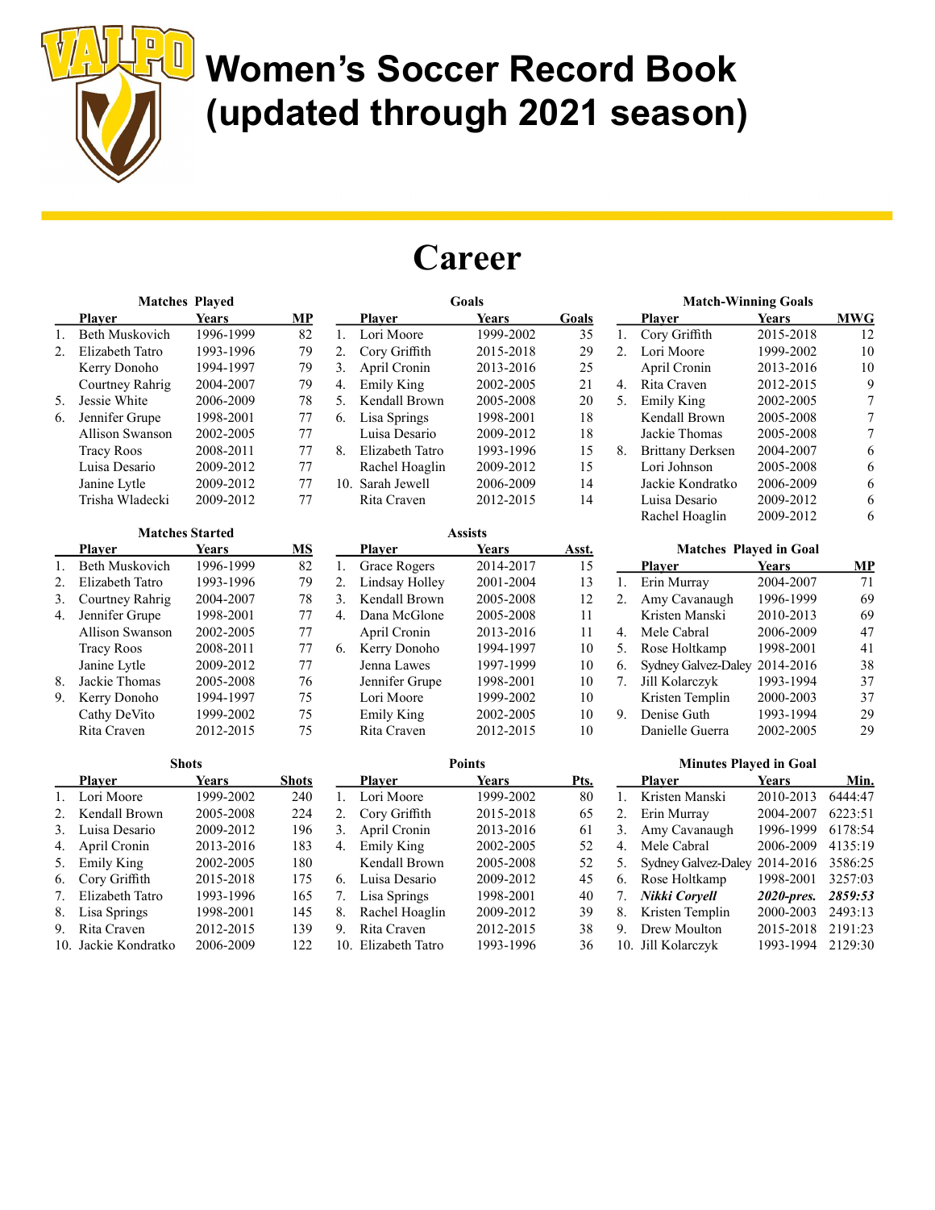# Women's Soccer Record Book (updated through 2021 season)

## Career

### Matches Played

| | Player | Years | MP |
|---|---|---|---|
| 1. | Beth Muskovich | 1996-1999 | 82 |
| 2. | Elizabeth Tatro | 1993-1996 | 79 |
| | Kerry Donoho | 1994-1997 | 79 |
| | Courtney Rahrig | 2004-2007 | 79 |
| 5. | Jessie White | 2006-2009 | 78 |
| 6. | Jennifer Grupe | 1998-2001 | 77 |
| | Allison Swanson | 2002-2005 | 77 |
| | Tracy Roos | 2008-2011 | 77 |
| | Luisa Desario | 2009-2012 | 77 |
| | Janine Lytle | 2009-2012 | 77 |
| | Trisha Wladecki | 2009-2012 | 77 |

### Matches Started

| | Player | Years | MS |
|---|---|---|---|
| 1. | Beth Muskovich | 1996-1999 | 82 |
| 2. | Elizabeth Tatro | 1993-1996 | 79 |
| 3. | Courtney Rahrig | 2004-2007 | 78 |
| 4. | Jennifer Grupe | 1998-2001 | 77 |
| | Allison Swanson | 2002-2005 | 77 |
| | Tracy Roos | 2008-2011 | 77 |
| | Janine Lytle | 2009-2012 | 77 |
| 8. | Jackie Thomas | 2005-2008 | 76 |
| 9. | Kerry Donoho | 1994-1997 | 75 |
| | Cathy DeVito | 1999-2002 | 75 |
| | Rita Craven | 2012-2015 | 75 |

### Shots

| | Player | Years | Shots |
|---|---|---|---|
| 1. | Lori Moore | 1999-2002 | 240 |
| 2. | Kendall Brown | 2005-2008 | 224 |
| 3. | Luisa Desario | 2009-2012 | 196 |
| 4. | April Cronin | 2013-2016 | 183 |
| 5. | Emily King | 2002-2005 | 180 |
| 6. | Cory Griffith | 2015-2018 | 175 |
| 7. | Elizabeth Tatro | 1993-1996 | 165 |
| 8. | Lisa Springs | 1998-2001 | 145 |
| 9. | Rita Craven | 2012-2015 | 139 |
| 10. | Jackie Kondratko | 2006-2009 | 122 |

### Goals

| | Player | Years | Goals |
|---|---|---|---|
| 1. | Lori Moore | 1999-2002 | 35 |
| 2. | Cory Griffith | 2015-2018 | 29 |
| 3. | April Cronin | 2013-2016 | 25 |
| 4. | Emily King | 2002-2005 | 21 |
| 5. | Kendall Brown | 2005-2008 | 20 |
| 6. | Lisa Springs | 1998-2001 | 18 |
| | Luisa Desario | 2009-2012 | 18 |
| 8. | Elizabeth Tatro | 1993-1996 | 15 |
| | Rachel Hoaglin | 2009-2012 | 15 |
| 10. | Sarah Jewell | 2006-2009 | 14 |
| | Rita Craven | 2012-2015 | 14 |

### Assists

| | Player | Years | Asst. |
|---|---|---|---|
| 1. | Grace Rogers | 2014-2017 | 15 |
| 2. | Lindsay Holley | 2001-2004 | 13 |
| 3. | Kendall Brown | 2005-2008 | 12 |
| 4. | Dana McGlone | 2005-2008 | 11 |
| | April Cronin | 2013-2016 | 11 |
| 6. | Kerry Donoho | 1994-1997 | 10 |
| | Jenna Lawes | 1997-1999 | 10 |
| | Jennifer Grupe | 1998-2001 | 10 |
| | Lori Moore | 1999-2002 | 10 |
| | Emily King | 2002-2005 | 10 |
| | Rita Craven | 2012-2015 | 10 |

### Points

| | Player | Years | Pts. |
|---|---|---|---|
| 1. | Lori Moore | 1999-2002 | 80 |
| 2. | Cory Griffith | 2015-2018 | 65 |
| 3. | April Cronin | 2013-2016 | 61 |
| 4. | Emily King | 2002-2005 | 52 |
| | Kendall Brown | 2005-2008 | 52 |
| 6. | Luisa Desario | 2009-2012 | 45 |
| 7. | Lisa Springs | 1998-2001 | 40 |
| 8. | Rachel Hoaglin | 2009-2012 | 39 |
| 9. | Rita Craven | 2012-2015 | 38 |
| 10. | Elizabeth Tatro | 1993-1996 | 36 |

### Match-Winning Goals

| | Player | Years | MWG |
|---|---|---|---|
| 1. | Cory Griffith | 2015-2018 | 12 |
| 2. | Lori Moore | 1999-2002 | 10 |
| | April Cronin | 2013-2016 | 10 |
| 4. | Rita Craven | 2012-2015 | 9 |
| 5. | Emily King | 2002-2005 | 7 |
| | Kendall Brown | 2005-2008 | 7 |
| | Jackie Thomas | 2005-2008 | 7 |
| 8. | Brittany Derksen | 2004-2007 | 6 |
| | Lori Johnson | 2005-2008 | 6 |
| | Jackie Kondratko | 2006-2009 | 6 |
| | Luisa Desario | 2009-2012 | 6 |
| | Rachel Hoaglin | 2009-2012 | 6 |

### Matches Played in Goal

| | Player | Years | MP |
|---|---|---|---|
| 1. | Erin Murray | 2004-2007 | 71 |
| 2. | Amy Cavanaugh | 1996-1999 | 69 |
| | Kristen Manski | 2010-2013 | 69 |
| 4. | Mele Cabral | 2006-2009 | 47 |
| 5. | Rose Holtkamp | 1998-2001 | 41 |
| 6. | Sydney Galvez-Daley | 2014-2016 | 38 |
| 7. | Jill Kolarczyk | 1993-1994 | 37 |
| | Kristen Templin | 2000-2003 | 37 |
| 9. | Denise Guth | 1993-1994 | 29 |
| | Danielle Guerra | 2002-2005 | 29 |

### Minutes Played in Goal

| | Player | Years | Min. |
|---|---|---|---|
| 1. | Kristen Manski | 2010-2013 | 6444:47 |
| 2. | Erin Murray | 2004-2007 | 6223:51 |
| 3. | Amy Cavanaugh | 1996-1999 | 6178:54 |
| 4. | Mele Cabral | 2006-2009 | 4135:19 |
| 5. | Sydney Galvez-Daley | 2014-2016 | 3586:25 |
| 6. | Rose Holtkamp | 1998-2001 | 3257:03 |
| 7. | ***Nikki Coryell*** | ***2020-pres.*** | ***2859:53*** |
| 8. | Kristen Templin | 2000-2003 | 2493:13 |
| 9. | Drew Moulton | 2015-2018 | 2191:23 |
| 10. | Jill Kolarczyk | 1993-1994 | 2129:30 |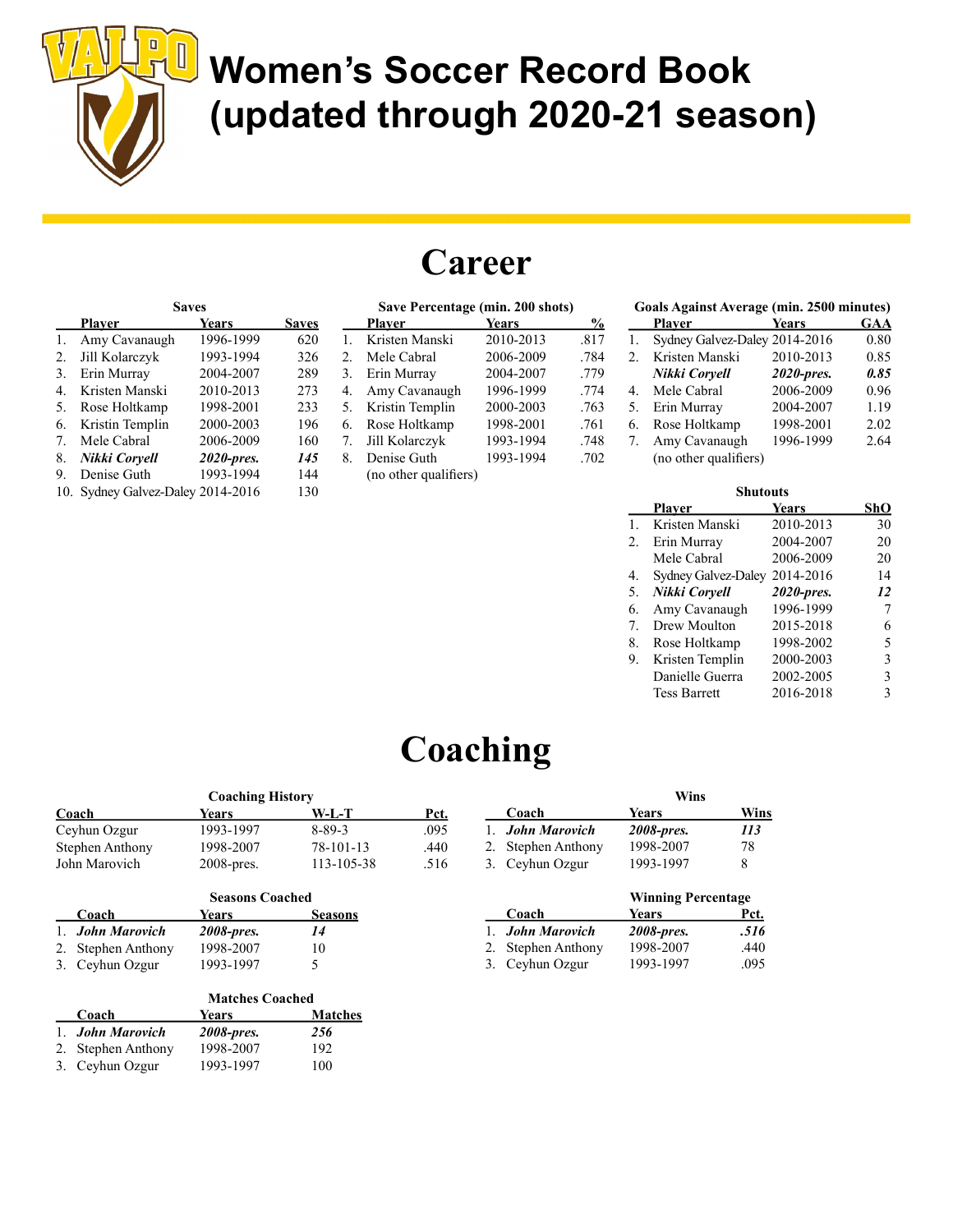# Women's Soccer Record Book (updated through 2020-21 season)

## Career

### Saves

| | Player | Years | Saves |
|---|---|---|---|
| 1. | Amy Cavanaugh | 1996-1999 | 620 |
| 2. | Jill Kolarczyk | 1993-1994 | 326 |
| 3. | Erin Murray | 2004-2007 | 289 |
| 4. | Kristen Manski | 2010-2013 | 273 |
| 5. | Rose Holtkamp | 1998-2001 | 233 |
| 6. | Kristin Templin | 2000-2003 | 196 |
| 7. | Mele Cabral | 2006-2009 | 160 |
| 8. | ***Nikki Coryell*** | ***2020-pres.*** | ***145*** |
| 9. | Denise Guth | 1993-1994 | 144 |
| 10. | Sydney Galvez-Daley | 2014-2016 | 130 |

### Save Percentage (min. 200 shots)

| | Player | Years | % |
|---|---|---|---|
| 1. | Kristen Manski | 2010-2013 | .817 |
| 2. | Mele Cabral | 2006-2009 | .784 |
| 3. | Erin Murray | 2004-2007 | .779 |
| 4. | Amy Cavanaugh | 1996-1999 | .774 |
| 5. | Kristin Templin | 2000-2003 | .763 |
| 6. | Rose Holtkamp | 1998-2001 | .761 |
| 7. | Jill Kolarczyk | 1993-1994 | .748 |
| 8. | Denise Guth | 1993-1994 | .702 |
| | (no other qualifiers) | | |

### Goals Against Average (min. 2500 minutes)

| | Player | Years | GAA |
|---|---|---|---|
| 1. | Sydney Galvez-Daley | 2014-2016 | 0.80 |
| 2. | Kristen Manski | 2010-2013 | 0.85 |
| | ***Nikki Coryell*** | ***2020-pres.*** | ***0.85*** |
| 4. | Mele Cabral | 2006-2009 | 0.96 |
| 5. | Erin Murray | 2004-2007 | 1.19 |
| 6. | Rose Holtkamp | 1998-2001 | 2.02 |
| 7. | Amy Cavanaugh | 1996-1999 | 2.64 |
| | (no other qualifiers) | | |

### Shutouts

| | Player | Years | ShO |
|---|---|---|---|
| 1. | Kristen Manski | 2010-2013 | 30 |
| 2. | Erin Murray | 2004-2007 | 20 |
| | Mele Cabral | 2006-2009 | 20 |
| 4. | Sydney Galvez-Daley | 2014-2016 | 14 |
| 5. | ***Nikki Coryell*** | ***2020-pres.*** | ***12*** |
| 6. | Amy Cavanaugh | 1996-1999 | 7 |
| 7. | Drew Moulton | 2015-2018 | 6 |
| 8. | Rose Holtkamp | 1998-2002 | 5 |
| 9. | Kristen Templin | 2000-2003 | 3 |
| | Danielle Guerra | 2002-2005 | 3 |
| | Tess Barrett | 2016-2018 | 3 |

## Coaching

### Coaching History

| Coach | Years | W-L-T | Pct. |
|---|---|---|---|
| Ceyhun Ozgur | 1993-1997 | 8-89-3 | .095 |
| Stephen Anthony | 1998-2007 | 78-101-13 | .440 |
| John Marovich | 2008-pres. | 113-105-38 | .516 |

### Seasons Coached

| | Coach | Years | Seasons |
|---|---|---|---|
| 1. | ***John Marovich*** | ***2008-pres.*** | ***14*** |
| 2. | Stephen Anthony | 1998-2007 | 10 |
| 3. | Ceyhun Ozgur | 1993-1997 | 5 |

### Matches Coached

| | Coach | Years | Matches |
|---|---|---|---|
| 1. | ***John Marovich*** | ***2008-pres.*** | ***256*** |
| 2. | Stephen Anthony | 1998-2007 | 192 |
| 3. | Ceyhun Ozgur | 1993-1997 | 100 |

### Wins

| | Coach | Years | Wins |
|---|---|---|---|
| 1. | ***John Marovich*** | ***2008-pres.*** | ***113*** |
| 2. | Stephen Anthony | 1998-2007 | 78 |
| 3. | Ceyhun Ozgur | 1993-1997 | 8 |

### Winning Percentage

| | Coach | Years | Pct. |
|---|---|---|---|
| 1. | ***John Marovich*** | ***2008-pres.*** | ***.516*** |
| 2. | Stephen Anthony | 1998-2007 | .440 |
| 3. | Ceyhun Ozgur | 1993-1997 | .095 |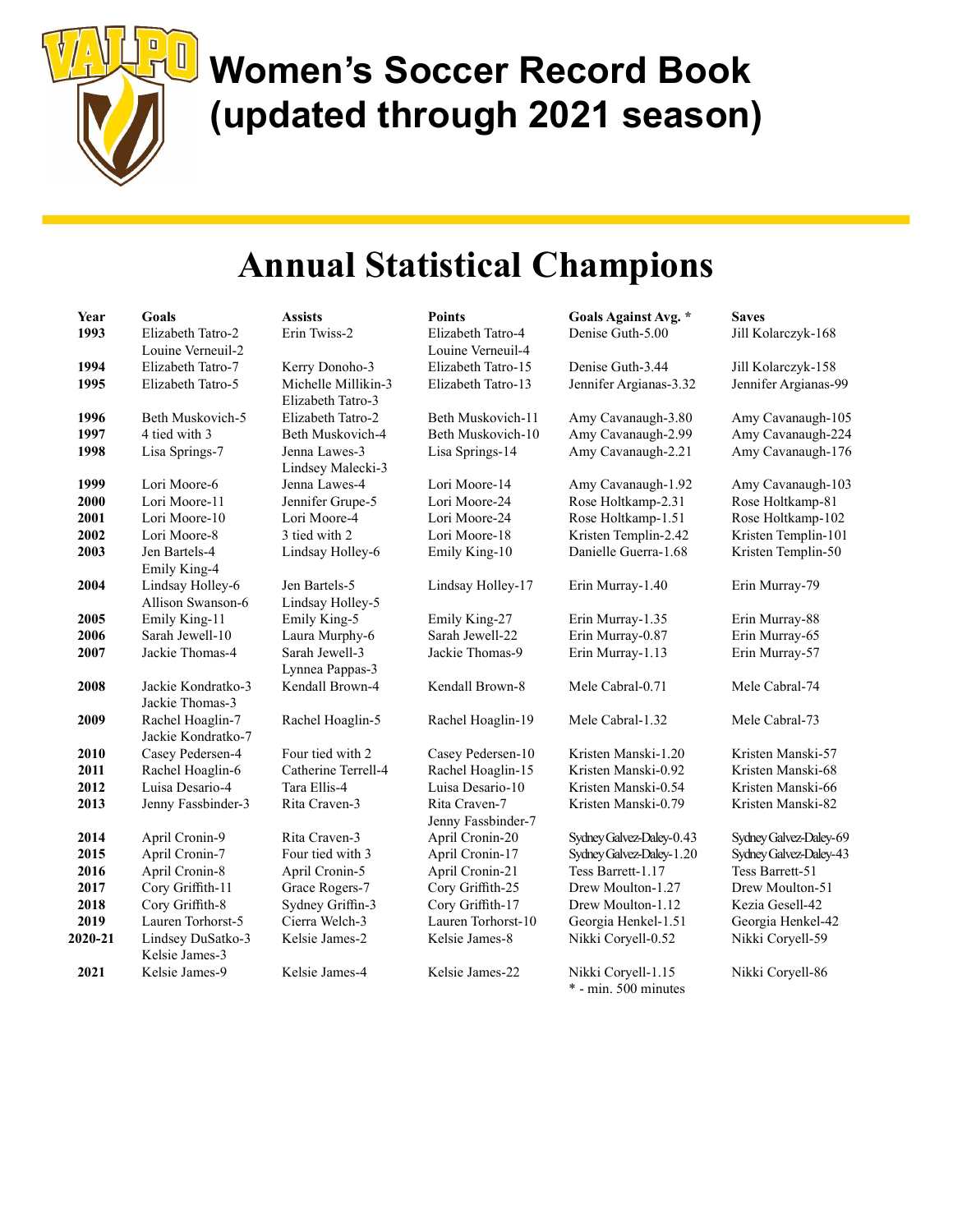# Women's Soccer Record Book (updated through 2021 season)

## Annual Statistical Champions

| Year | Goals | Assists | Points | Goals Against Avg. * | Saves |
|---|---|---|---|---|---|
| 1993 | Elizabeth Tatro-2<br>Louine Verneuil-2 | Erin Twiss-2 | Elizabeth Tatro-4<br>Louine Verneuil-4 | Denise Guth-5.00 | Jill Kolarczyk-168 |
| 1994 | Elizabeth Tatro-7 | Kerry Donoho-3 | Elizabeth Tatro-15 | Denise Guth-3.44 | Jill Kolarczyk-158 |
| 1995 | Elizabeth Tatro-5 | Michelle Millikin-3<br>Elizabeth Tatro-3 | Elizabeth Tatro-13 | Jennifer Argianas-3.32 | Jennifer Argianas-99 |
| 1996 | Beth Muskovich-5 | Elizabeth Tatro-2 | Beth Muskovich-11 | Amy Cavanaugh-3.80 | Amy Cavanaugh-105 |
| 1997 | 4 tied with 3 | Beth Muskovich-4 | Beth Muskovich-10 | Amy Cavanaugh-2.99 | Amy Cavanaugh-224 |
| 1998 | Lisa Springs-7 | Jenna Lawes-3<br>Lindsey Malecki-3 | Lisa Springs-14 | Amy Cavanaugh-2.21 | Amy Cavanaugh-176 |
| 1999 | Lori Moore-6 | Jenna Lawes-4 | Lori Moore-14 | Amy Cavanaugh-1.92 | Amy Cavanaugh-103 |
| 2000 | Lori Moore-11 | Jennifer Grupe-5 | Lori Moore-24 | Rose Holtkamp-2.31 | Rose Holtkamp-81 |
| 2001 | Lori Moore-10 | Lori Moore-4 | Lori Moore-24 | Rose Holtkamp-1.51 | Rose Holtkamp-102 |
| 2002 | Lori Moore-8 | 3 tied with 2 | Lori Moore-18 | Kristen Templin-2.42 | Kristen Templin-101 |
| 2003 | Jen Bartels-4<br>Emily King-4 | Lindsay Holley-6 | Emily King-10 | Danielle Guerra-1.68 | Kristen Templin-50 |
| 2004 | Lindsay Holley-6<br>Allison Swanson-6 | Jen Bartels-5<br>Lindsay Holley-5 | Lindsay Holley-17 | Erin Murray-1.40 | Erin Murray-79 |
| 2005 | Emily King-11 | Emily King-5 | Emily King-27 | Erin Murray-1.35 | Erin Murray-88 |
| 2006 | Sarah Jewell-10 | Laura Murphy-6 | Sarah Jewell-22 | Erin Murray-0.87 | Erin Murray-65 |
| 2007 | Jackie Thomas-4 | Sarah Jewell-3<br>Lynnea Pappas-3 | Jackie Thomas-9 | Erin Murray-1.13 | Erin Murray-57 |
| 2008 | Jackie Kondratko-3<br>Jackie Thomas-3 | Kendall Brown-4 | Kendall Brown-8 | Mele Cabral-0.71 | Mele Cabral-74 |
| 2009 | Rachel Hoaglin-7<br>Jackie Kondratko-7 | Rachel Hoaglin-5 | Rachel Hoaglin-19 | Mele Cabral-1.32 | Mele Cabral-73 |
| 2010 | Casey Pedersen-4 | Four tied with 2 | Casey Pedersen-10 | Kristen Manski-1.20 | Kristen Manski-57 |
| 2011 | Rachel Hoaglin-6 | Catherine Terrell-4 | Rachel Hoaglin-15 | Kristen Manski-0.92 | Kristen Manski-68 |
| 2012 | Luisa Desario-4 | Tara Ellis-4 | Luisa Desario-10 | Kristen Manski-0.54 | Kristen Manski-66 |
| 2013 | Jenny Fassbinder-3 | Rita Craven-3 | Rita Craven-7<br>Jenny Fassbinder-7 | Kristen Manski-0.79 | Kristen Manski-82 |
| 2014 | April Cronin-9 | Rita Craven-3 | April Cronin-20 | Sydney Galvez-Daley-0.43 | Sydney Galvez-Daley-69 |
| 2015 | April Cronin-7 | Four tied with 3 | April Cronin-17 | Sydney Galvez-Daley-1.20 | Sydney Galvez-Daley-43 |
| 2016 | April Cronin-8 | April Cronin-5 | April Cronin-21 | Tess Barrett-1.17 | Tess Barrett-51 |
| 2017 | Cory Griffith-11 | Grace Rogers-7 | Cory Griffith-25 | Drew Moulton-1.27 | Drew Moulton-51 |
| 2018 | Cory Griffith-8 | Sydney Griffin-3 | Cory Griffith-17 | Drew Moulton-1.12 | Kezia Gesell-42 |
| 2019 | Lauren Torhorst-5 | Cierra Welch-3 | Lauren Torhorst-10 | Georgia Henkel-1.51 | Georgia Henkel-42 |
| 2020-21 | Lindsey DuSatko-3<br>Kelsie James-3 | Kelsie James-2 | Kelsie James-8 | Nikki Coryell-0.52 | Nikki Coryell-59 |
| 2021 | Kelsie James-9 | Kelsie James-4 | Kelsie James-22 | Nikki Coryell-1.15 | Nikki Coryell-86 |

* - min. 500 minutes